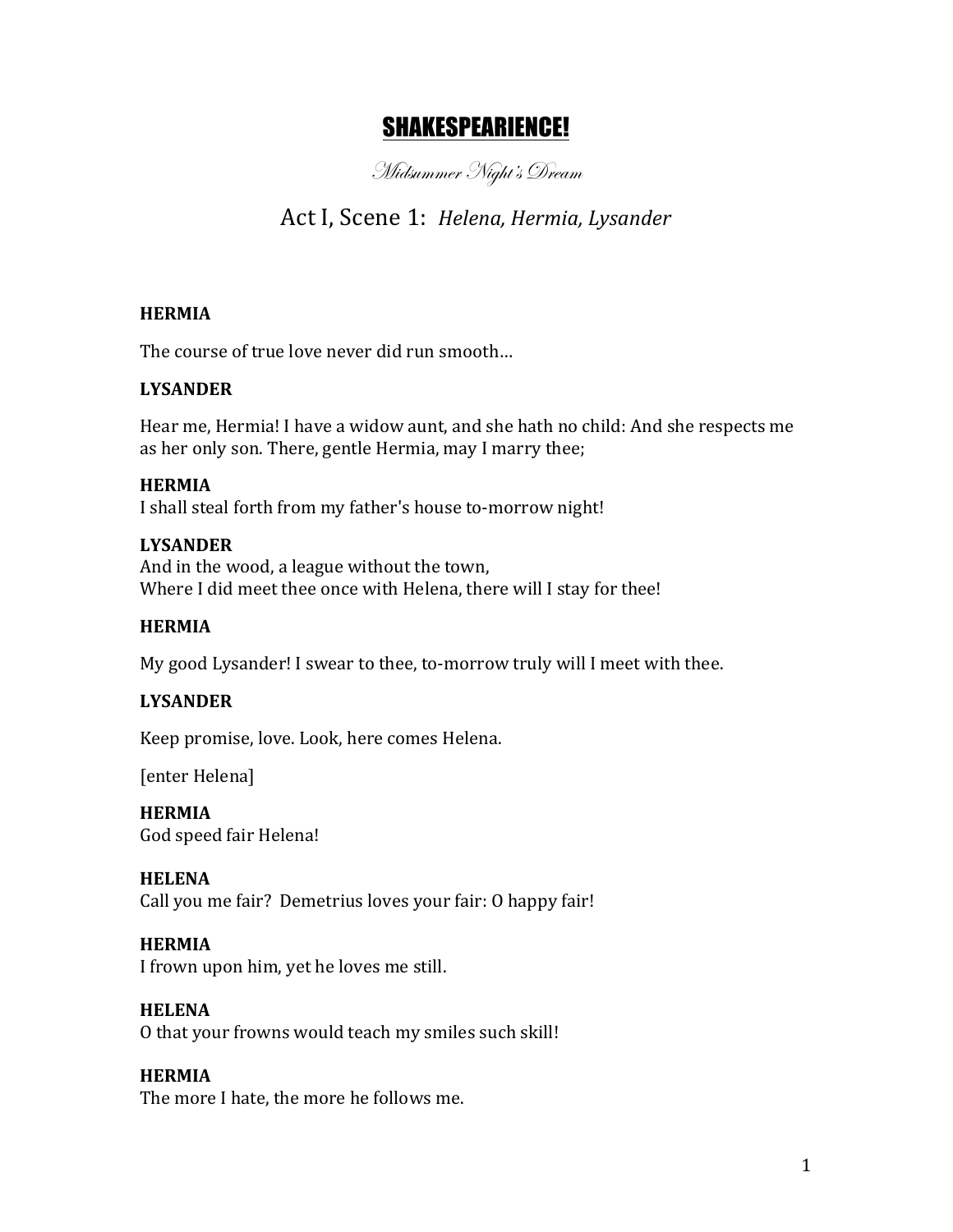# SHAKESPEARIENCE!

*Midsummer Night's Dream*

## Act I, Scene 1: *Helena, Hermia, Lysander*

**HERMIA**

The course of true love never did run smooth…

**LYSANDER**

Hear me, Hermia! I have a widow aunt, and she hath no child: And she respects me as her only son. There, gentle Hermia, may I marry thee;

**HERMIA**

I shall steal forth from my father's house to-morrow night!

**LYSANDER**

And in the wood, a league without the town,
Where I did meet thee once with Helena, there will I stay for thee!

**HERMIA**

My good Lysander! I swear to thee, to-morrow truly will I meet with thee.

**LYSANDER**

Keep promise, love. Look, here comes Helena.

[enter Helena]

**HERMIA**

God speed fair Helena!

**HELENA**

Call you me fair? Demetrius loves your fair: O happy fair!

**HERMIA**

I frown upon him, yet he loves me still.

**HELENA**

O that your frowns would teach my smiles such skill!

**HERMIA**

The more I hate, the more he follows me.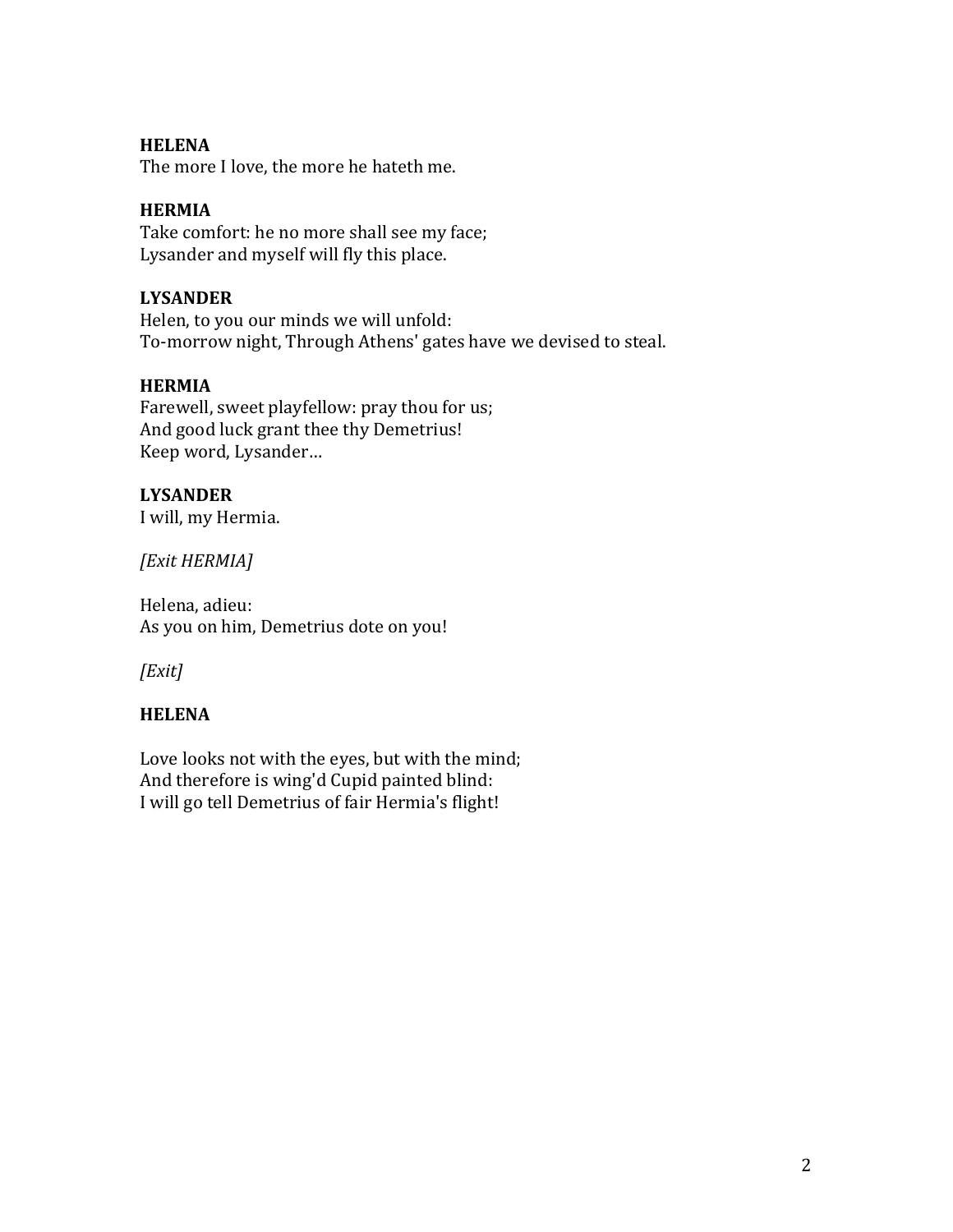**HELENA**
The more I love, the more he hateth me.

**HERMIA**
Take comfort: he no more shall see my face;
Lysander and myself will fly this place.

**LYSANDER**
Helen, to you our minds we will unfold:
To-morrow night, Through Athens' gates have we devised to steal.

**HERMIA**
Farewell, sweet playfellow: pray thou for us;
And good luck grant thee thy Demetrius!
Keep word, Lysander…

**LYSANDER**
I will, my Hermia.

*[Exit HERMIA]*

Helena, adieu:
As you on him, Demetrius dote on you!

*[Exit]*

**HELENA**

Love looks not with the eyes, but with the mind;
And therefore is wing'd Cupid painted blind:
I will go tell Demetrius of fair Hermia's flight!